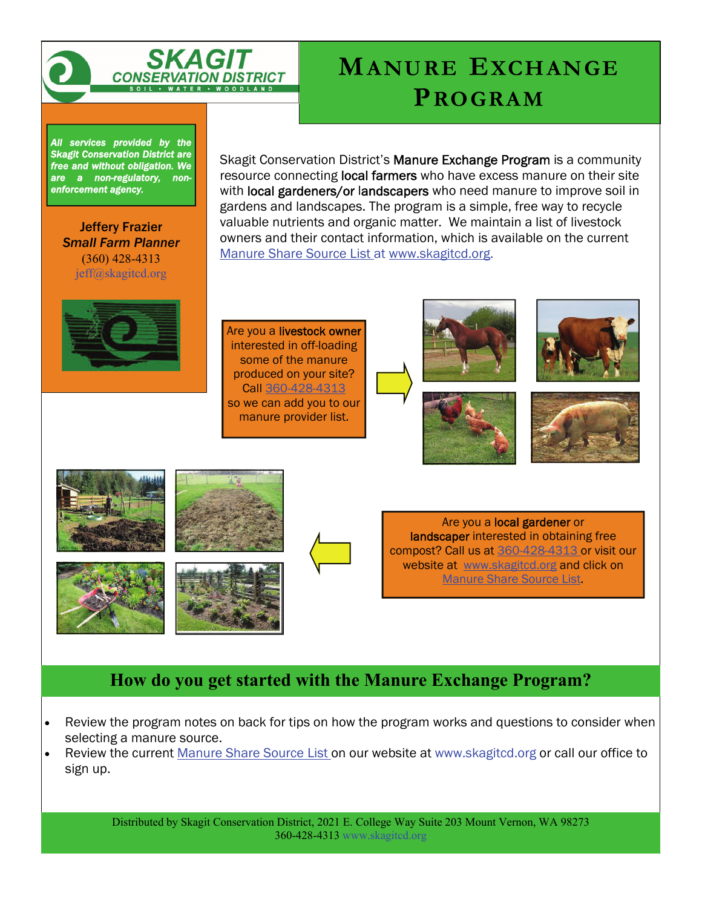**SKAGIT CONSERVATION DISTRICT**
SOIL • WATER • WOODLAND

# MANURE EXCHANGE PROGRAM

***All services provided by the Skagit Conservation District are free and without obligation. We are a non-regulatory, non-enforcement agency.***

**Jeffery Frazier**
***Small Farm Planner***
(360) 428-4313
jeff@skagitcd.org

Skagit Conservation District's Manure Exchange Program is a community resource connecting local farmers who have excess manure on their site with local gardeners/or landscapers who need manure to improve soil in gardens and landscapes. The program is a simple, free way to recycle valuable nutrients and organic matter. We maintain a list of livestock owners and their contact information, which is available on the current Manure Share Source List at www.skagitcd.org.

Are you a livestock owner interested in off-loading some of the manure produced on your site? Call 360-428-4313 so we can add you to our manure provider list.

Are you a local gardener or landscaper interested in obtaining free compost? Call us at 360-428-4313 or visit our website at www.skagitcd.org and click on Manure Share Source List.

## How do you get started with the Manure Exchange Program?

- Review the program notes on back for tips on how the program works and questions to consider when selecting a manure source.
- Review the current Manure Share Source List on our website at www.skagitcd.org or call our office to sign up.

Distributed by Skagit Conservation District, 2021 E. College Way Suite 203 Mount Vernon, WA 98273
360-428-4313 www.skagitcd.org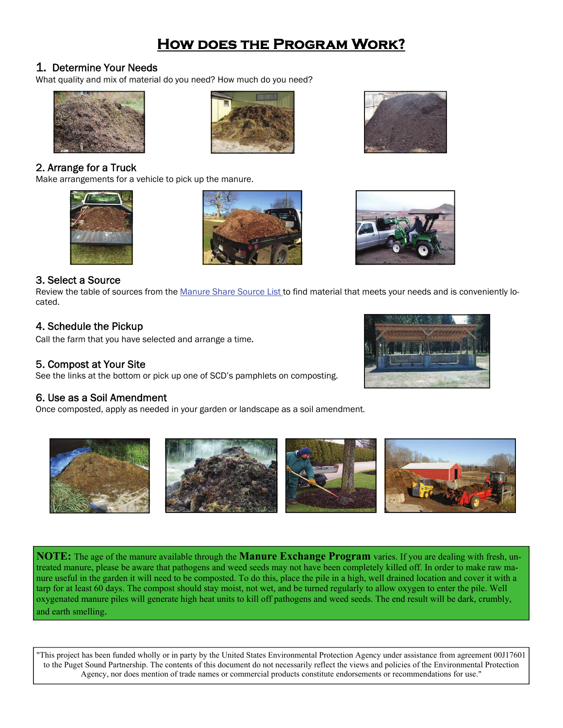# How does the Program Work?

## 1. Determine Your Needs

What quality and mix of material do you need? How much do you need?

## 2. Arrange for a Truck

Make arrangements for a vehicle to pick up the manure.

## 3. Select a Source

Review the table of sources from the Manure Share Source List to find material that meets your needs and is conveniently located.

## 4. Schedule the Pickup

Call the farm that you have selected and arrange a time.

## 5. Compost at Your Site

See the links at the bottom or pick up one of SCD's pamphlets on composting.

## 6. Use as a Soil Amendment

Once composted, apply as needed in your garden or landscape as a soil amendment.

**NOTE:** The age of the manure available through the **Manure Exchange Program** varies. If you are dealing with fresh, untreated manure, please be aware that pathogens and weed seeds may not have been completely killed off. In order to make raw manure useful in the garden it will need to be composted. To do this, place the pile in a high, well drained location and cover it with a tarp for at least 60 days. The compost should stay moist, not wet, and be turned regularly to allow oxygen to enter the pile. Well oxygenated manure piles will generate high heat units to kill off pathogens and weed seeds. The end result will be dark, crumbly, and earth smelling.

"This project has been funded wholly or in party by the United States Environmental Protection Agency under assistance from agreement 00J17601 to the Puget Sound Partnership. The contents of this document do not necessarily reflect the views and policies of the Environmental Protection Agency, nor does mention of trade names or commercial products constitute endorsements or recommendations for use."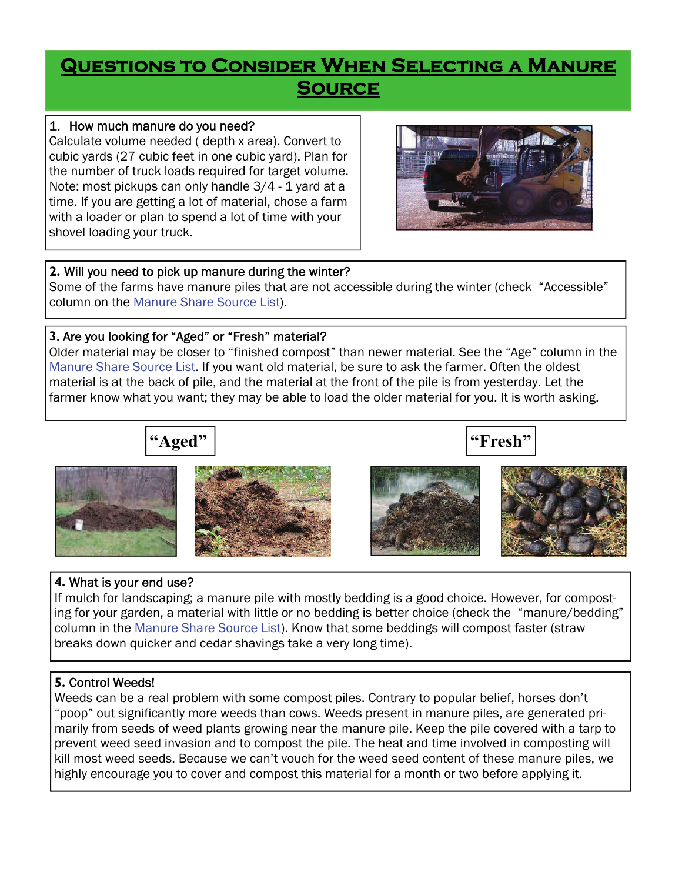# Questions to Consider When Selecting a Manure Source

**1. How much manure do you need?**
Calculate volume needed ( depth x area). Convert to cubic yards (27 cubic feet in one cubic yard). Plan for the number of truck loads required for target volume. Note: most pickups can only handle 3/4 - 1 yard at a time. If you are getting a lot of material, chose a farm with a loader or plan to spend a lot of time with your shovel loading your truck.

**2. Will you need to pick up manure during the winter?**
Some of the farms have manure piles that are not accessible during the winter (check "Accessible" column on the Manure Share Source List).

**3. Are you looking for "Aged" or "Fresh" material?**
Older material may be closer to "finished compost" than newer material. See the "Age" column in the Manure Share Source List. If you want old material, be sure to ask the farmer. Often the oldest material is at the back of pile, and the material at the front of the pile is from yesterday. Let the farmer know what you want; they may be able to load the older material for you. It is worth asking.

"Aged"

"Fresh"

**4. What is your end use?**
If mulch for landscaping; a manure pile with mostly bedding is a good choice. However, for composting for your garden, a material with little or no bedding is better choice (check the "manure/bedding" column in the Manure Share Source List). Know that some beddings will compost faster (straw breaks down quicker and cedar shavings take a very long time).

**5. Control Weeds!**
Weeds can be a real problem with some compost piles. Contrary to popular belief, horses don't "poop" out significantly more weeds than cows. Weeds present in manure piles, are generated primarily from seeds of weed plants growing near the manure pile. Keep the pile covered with a tarp to prevent weed seed invasion and to compost the pile. The heat and time involved in composting will kill most weed seeds. Because we can't vouch for the weed seed content of these manure piles, we highly encourage you to cover and compost this material for a month or two before applying it.